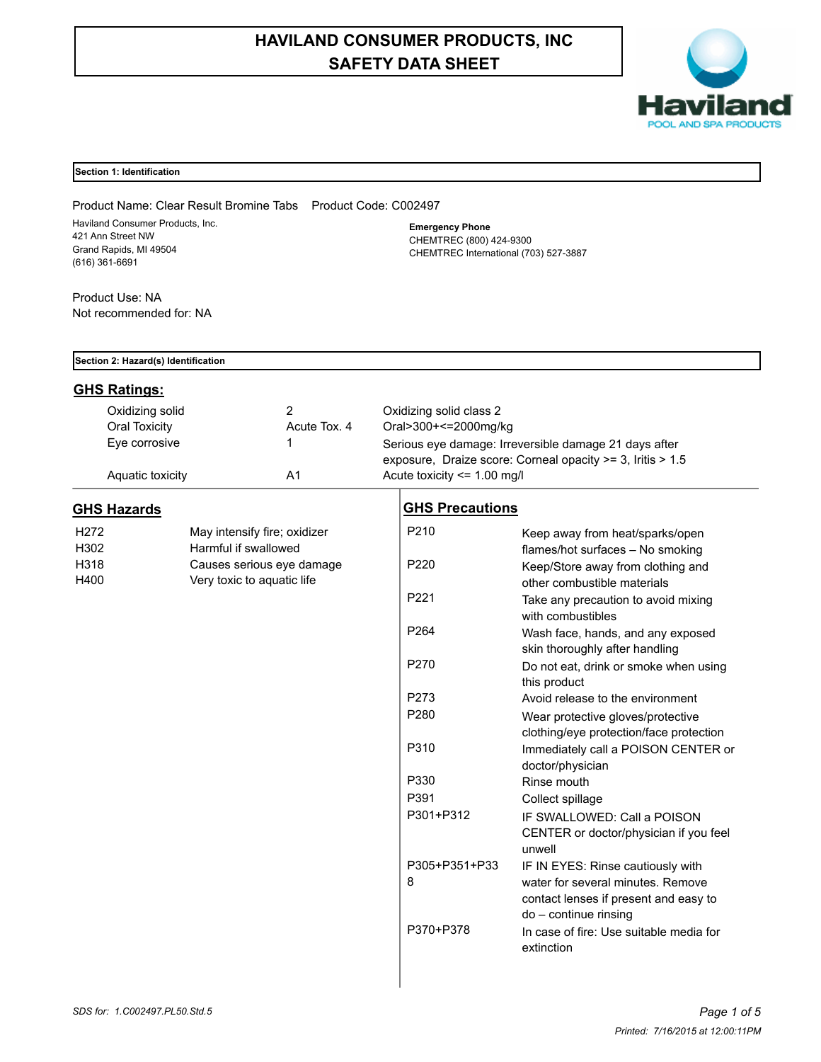# HAVILAND CONSUMER PRODUCTS, INC
# SAFETY DATA SHEET

Haviland
POOL AND SPA PRODUCTS

## Section 1: Identification

Product Name: Clear Result Bromine Tabs    Product Code: C002497

Haviland Consumer Products, Inc.
421 Ann Street NW
Grand Rapids, MI 49504
(616) 361-6691

**Emergency Phone**
CHEMTREC (800) 424-9300
CHEMTREC International (703) 527-3887

Product Use: NA
Not recommended for: NA

## Section 2: Hazard(s) Identification

### GHS Ratings:

| | | |
|---|---|---|
| Oxidizing solid | 2 | Oxidizing solid class 2 |
| Oral Toxicity | Acute Tox. 4 | Oral>300+<=2000mg/kg |
| Eye corrosive | 1 | Serious eye damage: Irreversible damage 21 days after exposure, Draize score: Corneal opacity >= 3, Iritis > 1.5 |
| Aquatic toxicity | A1 | Acute toxicity <= 1.00 mg/l |

### GHS Hazards

| | |
|---|---|
| H272 | May intensify fire; oxidizer |
| H302 | Harmful if swallowed |
| H318 | Causes serious eye damage |
| H400 | Very toxic to aquatic life |

### GHS Precautions

| | |
|---|---|
| P210 | Keep away from heat/sparks/open flames/hot surfaces – No smoking |
| P220 | Keep/Store away from clothing and other combustible materials |
| P221 | Take any precaution to avoid mixing with combustibles |
| P264 | Wash face, hands, and any exposed skin thoroughly after handling |
| P270 | Do not eat, drink or smoke when using this product |
| P273 | Avoid release to the environment |
| P280 | Wear protective gloves/protective clothing/eye protection/face protection |
| P310 | Immediately call a POISON CENTER or doctor/physician |
| P330 | Rinse mouth |
| P391 | Collect spillage |
| P301+P312 | IF SWALLOWED: Call a POISON CENTER or doctor/physician if you feel unwell |
| P305+P351+P338 | IF IN EYES: Rinse cautiously with water for several minutes. Remove contact lenses if present and easy to do – continue rinsing |
| P370+P378 | In case of fire: Use suitable media for extinction |

SDS for: 1.C002497.PL50.Std.5

Printed: 7/16/2015 at 12:00:11PM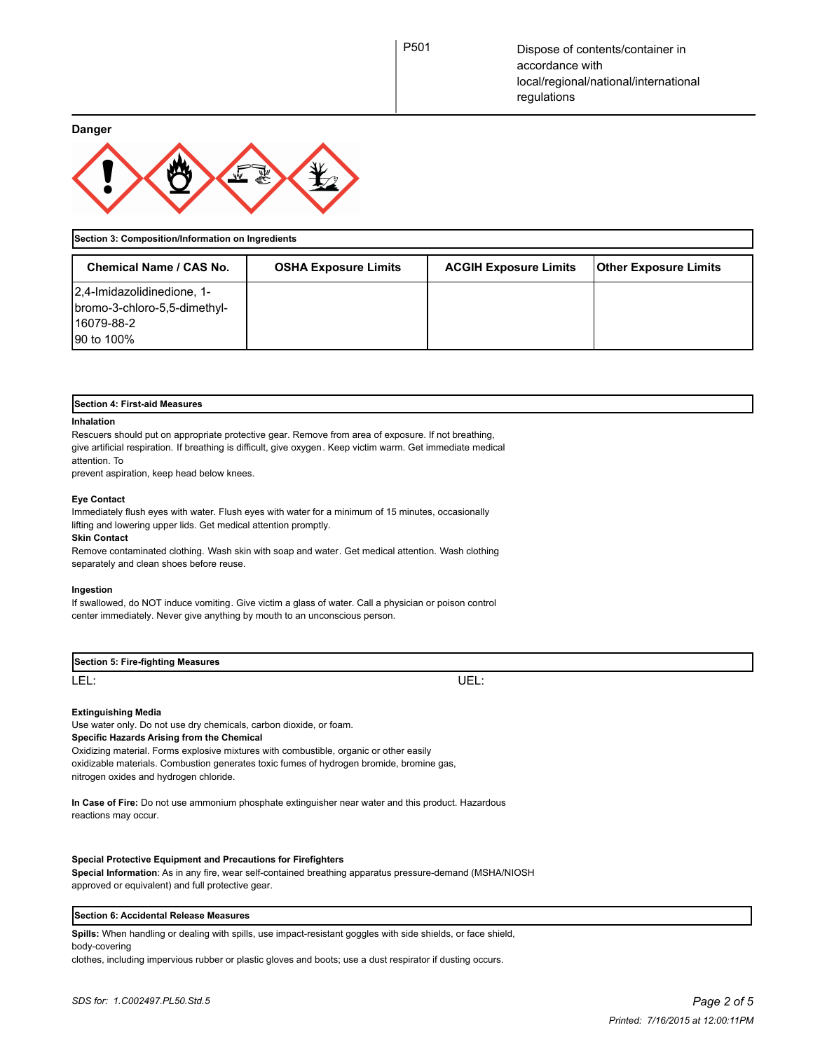| | |
|---|---|
| P501 | Dispose of contents/container in accordance with local/regional/national/international regulations |

**Danger**

## Section 3: Composition/Information on Ingredients

| Chemical Name / CAS No. | OSHA Exposure Limits | ACGIH Exposure Limits | Other Exposure Limits |
|---|---|---|---|
| 2,4-Imidazolidinedione, 1-bromo-3-chloro-5,5-dimethyl-<br>16079-88-2<br>90 to 100% | | | |

## Section 4: First-aid Measures

**Inhalation**

Rescuers should put on appropriate protective gear. Remove from area of exposure. If not breathing, give artificial respiration. If breathing is difficult, give oxygen. Keep victim warm. Get immediate medical attention. To
prevent aspiration, keep head below knees.

**Eye Contact**

Immediately flush eyes with water. Flush eyes with water for a minimum of 15 minutes, occasionally lifting and lowering upper lids. Get medical attention promptly.

**Skin Contact**

Remove contaminated clothing. Wash skin with soap and water. Get medical attention. Wash clothing separately and clean shoes before reuse.

**Ingestion**

If swallowed, do NOT induce vomiting. Give victim a glass of water. Call a physician or poison control center immediately. Never give anything by mouth to an unconscious person.

## Section 5: Fire-fighting Measures

LEL: UEL:

**Extinguishing Media**

Use water only. Do not use dry chemicals, carbon dioxide, or foam.

**Specific Hazards Arising from the Chemical**

Oxidizing material. Forms explosive mixtures with combustible, organic or other easily oxidizable materials. Combustion generates toxic fumes of hydrogen bromide, bromine gas, nitrogen oxides and hydrogen chloride.

**In Case of Fire:** Do not use ammonium phosphate extinguisher near water and this product. Hazardous reactions may occur.

**Special Protective Equipment and Precautions for Firefighters**

**Special Information**: As in any fire, wear self-contained breathing apparatus pressure-demand (MSHA/NIOSH approved or equivalent) and full protective gear.

## Section 6: Accidental Release Measures

**Spills:** When handling or dealing with spills, use impact-resistant goggles with side shields, or face shield, body-covering
clothes, including impervious rubber or plastic gloves and boots; use a dust respirator if dusting occurs.

*SDS for: 1.C002497.PL50.Std.5*

*Printed: 7/16/2015 at 12:00:11PM*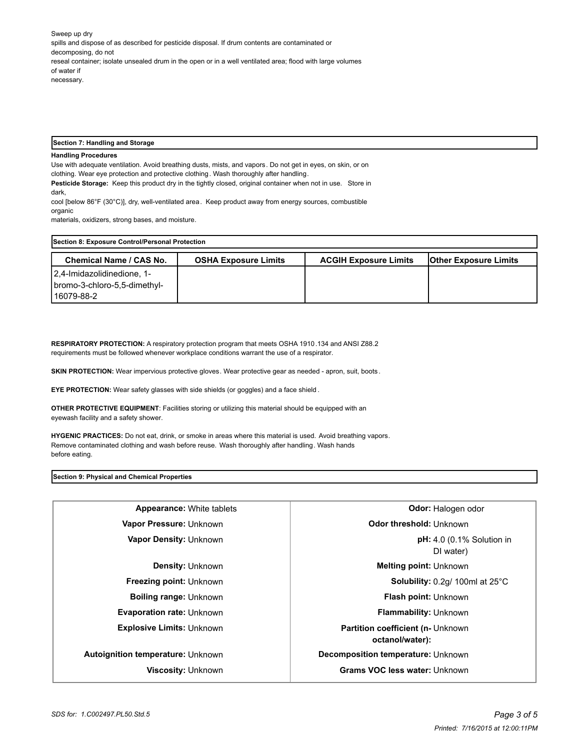Sweep up dry spills and dispose of as described for pesticide disposal. If drum contents are contaminated or decomposing, do not reseal container; isolate unsealed drum in the open or in a well ventilated area; flood with large volumes of water if necessary.

## Section 7: Handling and Storage

**Handling Procedures**

Use with adequate ventilation. Avoid breathing dusts, mists, and vapors. Do not get in eyes, on skin, or on clothing. Wear eye protection and protective clothing. Wash thoroughly after handling.

**Pesticide Storage:** Keep this product dry in the tightly closed, original container when not in use. Store in dark, cool [below 86°F (30°C)], dry, well-ventilated area. Keep product away from energy sources, combustible organic materials, oxidizers, strong bases, and moisture.

## Section 8: Exposure Control/Personal Protection

| Chemical Name / CAS No. | OSHA Exposure Limits | ACGIH Exposure Limits | Other Exposure Limits |
|---|---|---|---|
| 2,4-Imidazolidinedione, 1-bromo-3-chloro-5,5-dimethyl-<br>16079-88-2 | | | |

**RESPIRATORY PROTECTION:** A respiratory protection program that meets OSHA 1910.134 and ANSI Z88.2 requirements must be followed whenever workplace conditions warrant the use of a respirator.

**SKIN PROTECTION:** Wear impervious protective gloves. Wear protective gear as needed - apron, suit, boots.

**EYE PROTECTION:** Wear safety glasses with side shields (or goggles) and a face shield.

**OTHER PROTECTIVE EQUIPMENT**: Facilities storing or utilizing this material should be equipped with an eyewash facility and a safety shower.

**HYGENIC PRACTICES:** Do not eat, drink, or smoke in areas where this material is used. Avoid breathing vapors. Remove contaminated clothing and wash before reuse. Wash thoroughly after handling. Wash hands before eating.

## Section 9: Physical and Chemical Properties

| | | | |
|---|---|---|---|
| **Appearance:** | White tablets | **Odor:** | Halogen odor |
| **Vapor Pressure:** | Unknown | **Odor threshold:** | Unknown |
| **Vapor Density:** | Unknown | **pH:** | 4.0 (0.1% Solution in DI water) |
| **Density:** | Unknown | **Melting point:** | Unknown |
| **Freezing point:** | Unknown | **Solubility:** | 0.2g/ 100ml at 25°C |
| **Boiling range:** | Unknown | **Flash point:** | Unknown |
| **Evaporation rate:** | Unknown | **Flammability:** | Unknown |
| **Explosive Limits:** | Unknown | **Partition coefficient (n-octanol/water):** | Unknown |
| **Autoignition temperature:** | Unknown | **Decomposition temperature:** | Unknown |
| **Viscosity:** | Unknown | **Grams VOC less water:** | Unknown |

*SDS for: 1.C002497.PL50.Std.5*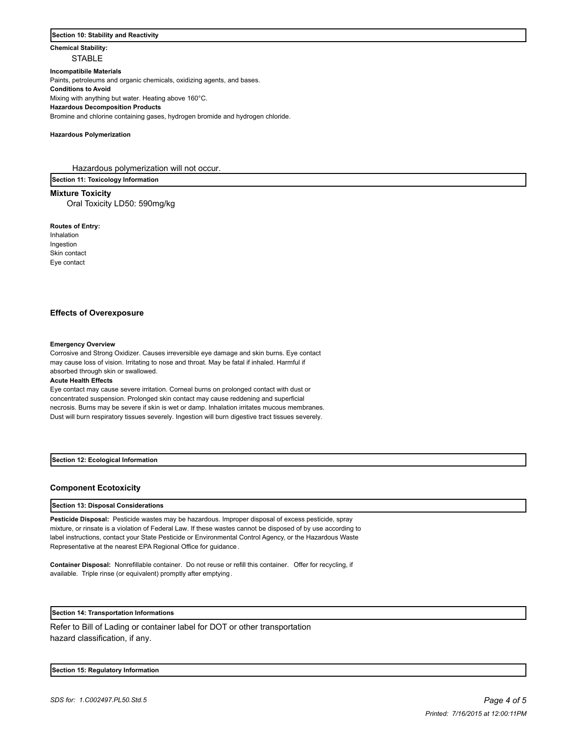## Section 10: Stability and Reactivity

**Chemical Stability:**

STABLE

**Incompatibile Materials**

Paints, petroleums and organic chemicals, oxidizing agents, and bases.

**Conditions to Avoid**

Mixing with anything but water. Heating above 160°C.

**Hazardous Decomposition Products**

Bromine and chlorine containing gases, hydrogen bromide and hydrogen chloride.

**Hazardous Polymerization**

Hazardous polymerization will not occur.

## Section 11: Toxicology Information

### Mixture Toxicity

Oral Toxicity LD50: 590mg/kg

**Routes of Entry:**

Inhalation
Ingestion
Skin contact
Eye contact

### Effects of Overexposure

**Emergency Overview**

Corrosive and Strong Oxidizer. Causes irreversible eye damage and skin burns. Eye contact may cause loss of vision. Irritating to nose and throat. May be fatal if inhaled. Harmful if absorbed through skin or swallowed.

**Acute Health Effects**

Eye contact may cause severe irritation. Corneal burns on prolonged contact with dust or concentrated suspension. Prolonged skin contact may cause reddening and superficial necrosis. Burns may be severe if skin is wet or damp. Inhalation irritates mucous membranes. Dust will burn respiratory tissues severely. Ingestion will burn digestive tract tissues severely.

## Section 12: Ecological Information

### Component Ecotoxicity

## Section 13: Disposal Considerations

**Pesticide Disposal:** Pesticide wastes may be hazardous. Improper disposal of excess pesticide, spray mixture, or rinsate is a violation of Federal Law. If these wastes cannot be disposed of by use according to label instructions, contact your State Pesticide or Environmental Control Agency, or the Hazardous Waste Representative at the nearest EPA Regional Office for guidance.

**Container Disposal:** Nonrefillable container. Do not reuse or refill this container. Offer for recycling, if available. Triple rinse (or equivalent) promptly after emptying.

## Section 14: Transportation Informations

Refer to Bill of Lading or container label for DOT or other transportation hazard classification, if any.

## Section 15: Regulatory Information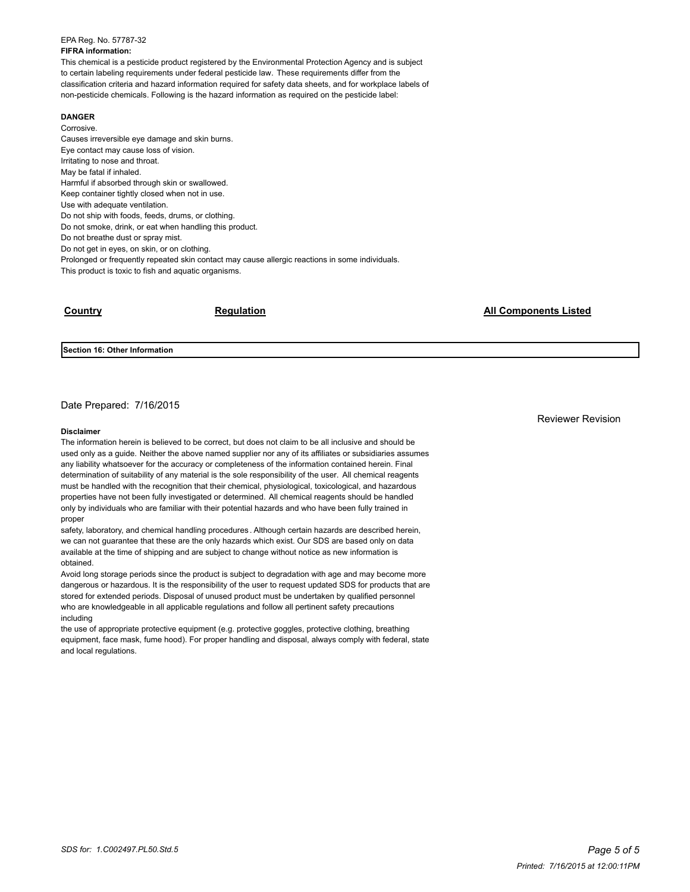EPA Reg. No. 57787-32

**FIFRA information:**

This chemical is a pesticide product registered by the Environmental Protection Agency and is subject to certain labeling requirements under federal pesticide law. These requirements differ from the classification criteria and hazard information required for safety data sheets, and for workplace labels of non-pesticide chemicals. Following is the hazard information as required on the pesticide label:

**DANGER**

Corrosive.
Causes irreversible eye damage and skin burns.
Eye contact may cause loss of vision.
Irritating to nose and throat.
May be fatal if inhaled.
Harmful if absorbed through skin or swallowed.
Keep container tightly closed when not in use.
Use with adequate ventilation.
Do not ship with foods, feeds, drums, or clothing.
Do not smoke, drink, or eat when handling this product.
Do not breathe dust or spray mist.
Do not get in eyes, on skin, or on clothing.
Prolonged or frequently repeated skin contact may cause allergic reactions in some individuals.
This product is toxic to fish and aquatic organisms.

| Country | Regulation | All Components Listed |
| --- | --- | --- |

## Section 16: Other Information

Date Prepared: 7/16/2015

Reviewer Revision

**Disclaimer**

The information herein is believed to be correct, but does not claim to be all inclusive and should be used only as a guide. Neither the above named supplier nor any of its affiliates or subsidiaries assumes any liability whatsoever for the accuracy or completeness of the information contained herein. Final determination of suitability of any material is the sole responsibility of the user. All chemical reagents must be handled with the recognition that their chemical, physiological, toxicological, and hazardous properties have not been fully investigated or determined. All chemical reagents should be handled only by individuals who are familiar with their potential hazards and who have been fully trained in proper safety, laboratory, and chemical handling procedures. Although certain hazards are described herein, we can not guarantee that these are the only hazards which exist. Our SDS are based only on data available at the time of shipping and are subject to change without notice as new information is obtained.

Avoid long storage periods since the product is subject to degradation with age and may become more dangerous or hazardous. It is the responsibility of the user to request updated SDS for products that are stored for extended periods. Disposal of unused product must be undertaken by qualified personnel who are knowledgeable in all applicable regulations and follow all pertinent safety precautions including the use of appropriate protective equipment (e.g. protective goggles, protective clothing, breathing equipment, face mask, fume hood). For proper handling and disposal, always comply with federal, state and local regulations.